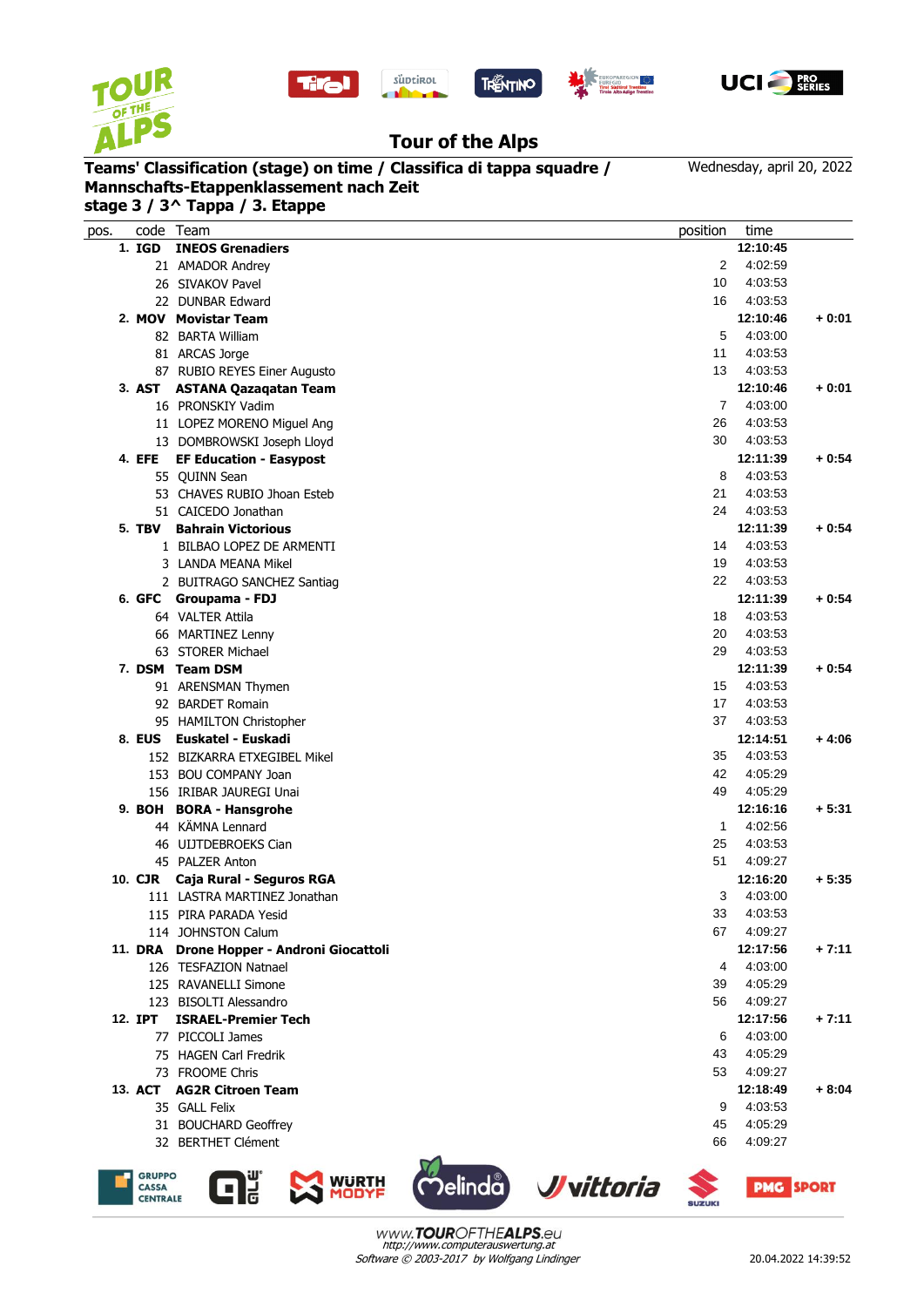# Tour of the Alps

**Teams' Classification (stage) on time / Classifica di tappa squadre / Mannschafts-Etappenklassement nach Zeit**
**stage 3 / 3^ Tappa / 3. Etappe**

Wednesday, april 20, 2022

| pos. | code | Team | position | time | |
|---|---|---|---|---|---|
| **1.** | **IGD** | **INEOS Grenadiers** | | **12:10:45** | |
| | 21 | AMADOR Andrey | 2 | 4:02:59 | |
| | 26 | SIVAKOV Pavel | 10 | 4:03:53 | |
| | 22 | DUNBAR Edward | 16 | 4:03:53 | |
| **2.** | **MOV** | **Movistar Team** | | **12:10:46** | **+ 0:01** |
| | 82 | BARTA William | 5 | 4:03:00 | |
| | 81 | ARCAS Jorge | 11 | 4:03:53 | |
| | 87 | RUBIO REYES Einer Augusto | 13 | 4:03:53 | |
| **3.** | **AST** | **ASTANA Qazaqatan Team** | | **12:10:46** | **+ 0:01** |
| | 16 | PRONSKIY Vadim | 7 | 4:03:00 | |
| | 11 | LOPEZ MORENO Miguel Ang | 26 | 4:03:53 | |
| | 13 | DOMBROWSKI Joseph Lloyd | 30 | 4:03:53 | |
| **4.** | **EFE** | **EF Education - Easypost** | | **12:11:39** | **+ 0:54** |
| | 55 | QUINN Sean | 8 | 4:03:53 | |
| | 53 | CHAVES RUBIO Jhoan Esteb | 21 | 4:03:53 | |
| | 51 | CAICEDO Jonathan | 24 | 4:03:53 | |
| **5.** | **TBV** | **Bahrain Victorious** | | **12:11:39** | **+ 0:54** |
| | 1 | BILBAO LOPEZ DE ARMENTI | 14 | 4:03:53 | |
| | 3 | LANDA MEANA Mikel | 19 | 4:03:53 | |
| | 2 | BUITRAGO SANCHEZ Santiag | 22 | 4:03:53 | |
| **6.** | **GFC** | **Groupama - FDJ** | | **12:11:39** | **+ 0:54** |
| | 64 | VALTER Attila | 18 | 4:03:53 | |
| | 66 | MARTINEZ Lenny | 20 | 4:03:53 | |
| | 63 | STORER Michael | 29 | 4:03:53 | |
| **7.** | **DSM** | **Team DSM** | | **12:11:39** | **+ 0:54** |
| | 91 | ARENSMAN Thymen | 15 | 4:03:53 | |
| | 92 | BARDET Romain | 17 | 4:03:53 | |
| | 95 | HAMILTON Christopher | 37 | 4:03:53 | |
| **8.** | **EUS** | **Euskatel - Euskadi** | | **12:14:51** | **+ 4:06** |
| | 152 | BIZKARRA ETXEGIBEL Mikel | 35 | 4:03:53 | |
| | 153 | BOU COMPANY Joan | 42 | 4:05:29 | |
| | 156 | IRIBAR JAUREGI Unai | 49 | 4:05:29 | |
| **9.** | **BOH** | **BORA - Hansgrohe** | | **12:16:16** | **+ 5:31** |
| | 44 | KÄMNA Lennard | 1 | 4:02:56 | |
| | 46 | UIJTDEBROEKS Cian | 25 | 4:03:53 | |
| | 45 | PALZER Anton | 51 | 4:09:27 | |
| **10.** | **CJR** | **Caja Rural - Seguros RGA** | | **12:16:20** | **+ 5:35** |
| | 111 | LASTRA MARTINEZ Jonathan | 3 | 4:03:00 | |
| | 115 | PIRA PARADA Yesid | 33 | 4:03:53 | |
| | 114 | JOHNSTON Calum | 67 | 4:09:27 | |
| **11.** | **DRA** | **Drone Hopper - Androni Giocattoli** | | **12:17:56** | **+ 7:11** |
| | 126 | TESFAZION Natnael | 4 | 4:03:00 | |
| | 125 | RAVANELLI Simone | 39 | 4:05:29 | |
| | 123 | BISOLTI Alessandro | 56 | 4:09:27 | |
| **12.** | **IPT** | **ISRAEL-Premier Tech** | | **12:17:56** | **+ 7:11** |
| | 77 | PICCOLI James | 6 | 4:03:00 | |
| | 75 | HAGEN Carl Fredrik | 43 | 4:05:29 | |
| | 73 | FROOME Chris | 53 | 4:09:27 | |
| **13.** | **ACT** | **AG2R Citroen Team** | | **12:18:49** | **+ 8:04** |
| | 35 | GALL Felix | 9 | 4:03:53 | |
| | 31 | BOUCHARD Geoffrey | 45 | 4:05:29 | |
| | 32 | BERTHET Clément | 66 | 4:09:27 | |

www.TOUROFTHEALPS.eu
http://www.computerauswertung.at
Software © 2003-2017 by Wolfgang Lindinger

20.04.2022 14:39:52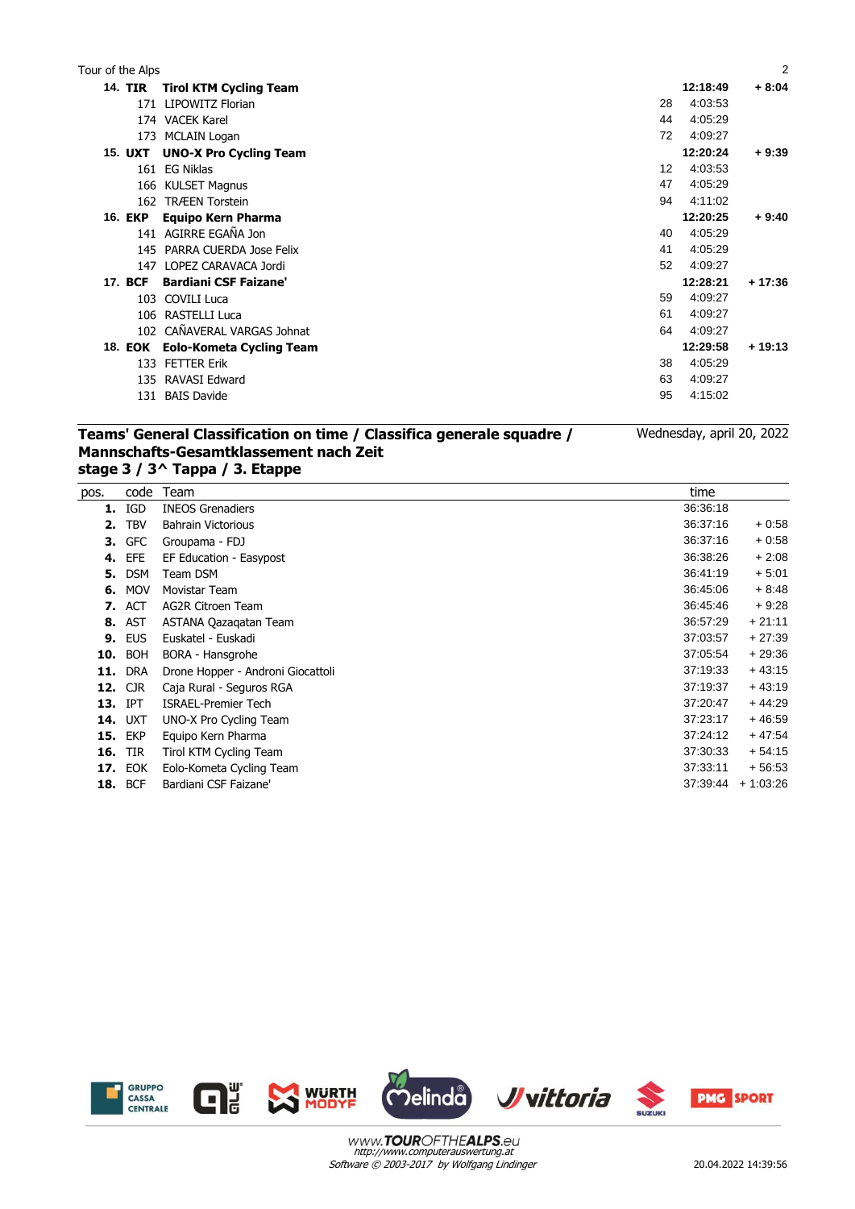| | | | | | |
|---|---|---|---|---|---|
| **14. TIR** | **Tirol KTM Cycling Team** | | | **12:18:49** | **+ 8:04** |
| | 171 LIPOWITZ Florian | 28 | 4:03:53 | | |
| | 174 VACEK Karel | 44 | 4:05:29 | | |
| | 173 MCLAIN Logan | 72 | 4:09:27 | | |
| **15. UXT** | **UNO-X Pro Cycling Team** | | | **12:20:24** | **+ 9:39** |
| | 161 EG Niklas | 12 | 4:03:53 | | |
| | 166 KULSET Magnus | 47 | 4:05:29 | | |
| | 162 TRÆEN Torstein | 94 | 4:11:02 | | |
| **16. EKP** | **Equipo Kern Pharma** | | | **12:20:25** | **+ 9:40** |
| | 141 AGIRRE EGAÑA Jon | 40 | 4:05:29 | | |
| | 145 PARRA CUERDA Jose Felix | 41 | 4:05:29 | | |
| | 147 LOPEZ CARAVACA Jordi | 52 | 4:09:27 | | |
| **17. BCF** | **Bardiani CSF Faizane'** | | | **12:28:21** | **+ 17:36** |
| | 103 COVILI Luca | 59 | 4:09:27 | | |
| | 106 RASTELLI Luca | 61 | 4:09:27 | | |
| | 102 CAÑAVERAL VARGAS Johnat | 64 | 4:09:27 | | |
| **18. EOK** | **Eolo-Kometa Cycling Team** | | | **12:29:58** | **+ 19:13** |
| | 133 FETTER Erik | 38 | 4:05:29 | | |
| | 135 RAVASI Edward | 63 | 4:09:27 | | |
| | 131 BAIS Davide | 95 | 4:15:02 | | |

## Teams' General Classification on time / Classifica generale squadre / Mannschafts-Gesamtklassement nach Zeit
## stage 3 / 3^ Tappa / 3. Etappe

Wednesday, april 20, 2022

| pos. | code | Team | time | |
|---|---|---|---|---|
| **1.** | IGD | INEOS Grenadiers | 36:36:18 | |
| **2.** | TBV | Bahrain Victorious | 36:37:16 | + 0:58 |
| **3.** | GFC | Groupama - FDJ | 36:37:16 | + 0:58 |
| **4.** | EFE | EF Education - Easypost | 36:38:26 | + 2:08 |
| **5.** | DSM | Team DSM | 36:41:19 | + 5:01 |
| **6.** | MOV | Movistar Team | 36:45:06 | + 8:48 |
| **7.** | ACT | AG2R Citroen Team | 36:45:46 | + 9:28 |
| **8.** | AST | ASTANA Qazaqatan Team | 36:57:29 | + 21:11 |
| **9.** | EUS | Euskatel - Euskadi | 37:03:57 | + 27:39 |
| **10.** | BOH | BORA - Hansgrohe | 37:05:54 | + 29:36 |
| **11.** | DRA | Drone Hopper - Androni Giocattoli | 37:19:33 | + 43:15 |
| **12.** | CJR | Caja Rural - Seguros RGA | 37:19:37 | + 43:19 |
| **13.** | IPT | ISRAEL-Premier Tech | 37:20:47 | + 44:29 |
| **14.** | UXT | UNO-X Pro Cycling Team | 37:23:17 | + 46:59 |
| **15.** | EKP | Equipo Kern Pharma | 37:24:12 | + 47:54 |
| **16.** | TIR | Tirol KTM Cycling Team | 37:30:33 | + 54:15 |
| **17.** | EOK | Eolo-Kometa Cycling Team | 37:33:11 | + 56:53 |
| **18.** | BCF | Bardiani CSF Faizane' | 37:39:44 | + 1:03:26 |

www.TOUROFTHEALPS.eu
http://www.computerauswertung.at
Software © 2003-2017 by Wolfgang Lindinger

20.04.2022 14:39:56